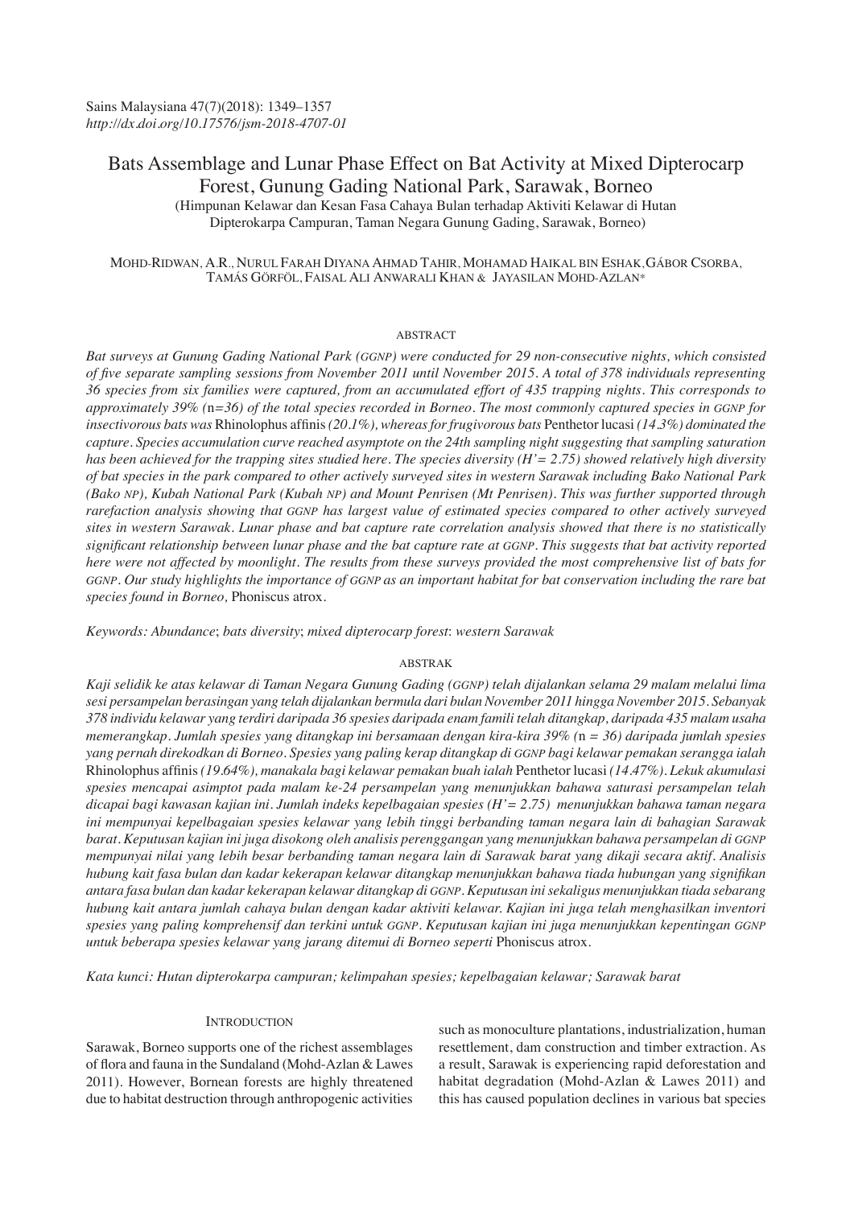Sains Malaysiana 47(7)(2018): 1349–1357
*http://dx.doi.org/10.17576/jsm-2018-4707-01*

# Bats Assemblage and Lunar Phase Effect on Bat Activity at Mixed Dipterocarp Forest, Gunung Gading National Park, Sarawak, Borneo

(Himpunan Kelawar dan Kesan Fasa Cahaya Bulan terhadap Aktiviti Kelawar di Hutan Dipterokarpa Campuran, Taman Negara Gunung Gading, Sarawak, Borneo)

MOHD-RIDWAN, A.R., NURUL FARAH DIYANA AHMAD TAHIR, MOHAMAD HAIKAL BIN ESHAK, GÁBOR CSORBA, TAMÁS GÖRFÖL, FAISAL ALI ANWARALI KHAN & JAYASILAN MOHD-AZLAN*

## ABSTRACT

*Bat surveys at Gunung Gading National Park (GGNP) were conducted for 29 non-consecutive nights, which consisted of five separate sampling sessions from November 2011 until November 2015. A total of 378 individuals representing 36 species from six families were captured, from an accumulated effort of 435 trapping nights. This corresponds to approximately 39% (*n=36*) of the total species recorded in Borneo. The most commonly captured species in GGNP for insectivorous bats was* Rhinolophus affinis *(20.1%), whereas for frugivorous bats* Penthetor lucasi *(14.3%) dominated the capture. Species accumulation curve reached asymptote on the 24th sampling night suggesting that sampling saturation has been achieved for the trapping sites studied here. The species diversity (H'= 2.75) showed relatively high diversity of bat species in the park compared to other actively surveyed sites in western Sarawak including Bako National Park (Bako NP), Kubah National Park (Kubah NP) and Mount Penrisen (Mt Penrisen). This was further supported through rarefaction analysis showing that GGNP has largest value of estimated species compared to other actively surveyed sites in western Sarawak. Lunar phase and bat capture rate correlation analysis showed that there is no statistically significant relationship between lunar phase and the bat capture rate at GGNP. This suggests that bat activity reported here were not affected by moonlight. The results from these surveys provided the most comprehensive list of bats for GGNP. Our study highlights the importance of GGNP as an important habitat for bat conservation including the rare bat species found in Borneo,* Phoniscus atrox.

*Keywords: Abundance; bats diversity; mixed dipterocarp forest: western Sarawak*

## ABSTRAK

*Kaji selidik ke atas kelawar di Taman Negara Gunung Gading (GGNP) telah dijalankan selama 29 malam melalui lima sesi persampelan berasingan yang telah dijalankan bermula dari bulan November 2011 hingga November 2015. Sebanyak 378 individu kelawar yang terdiri daripada 36 spesies daripada enam famili telah ditangkap, daripada 435 malam usaha memerangkap. Jumlah spesies yang ditangkap ini bersamaan dengan kira-kira 39% (*n = 36*) daripada jumlah spesies yang pernah direkodkan di Borneo. Spesies yang paling kerap ditangkap di GGNP bagi kelawar pemakan serangga ialah* Rhinolophus affinis *(19.64%), manakala bagi kelawar pemakan buah ialah* Penthetor lucasi *(14.47%). Lekuk akumulasi spesies mencapai asimptot pada malam ke-24 persampelan yang menunjukkan bahawa saturasi persampelan telah dicapai bagi kawasan kajian ini. Jumlah indeks kepelbagaian spesies (H'= 2.75) menunjukkan bahawa taman negara ini mempunyai kepelbagaian spesies kelawar yang lebih tinggi berbanding taman negara lain di bahagian Sarawak barat. Keputusan kajian ini juga disokong oleh analisis perenggangan yang menunjukkan bahawa persampelan di GGNP mempunyai nilai yang lebih besar berbanding taman negara lain di Sarawak barat yang dikaji secara aktif. Analisis hubung kait fasa bulan dan kadar kekerapan kelawar ditangkap menunjukkan bahawa tiada hubungan yang signifikan antara fasa bulan dan kadar kekerapan kelawar ditangkap di GGNP. Keputusan ini sekaligus menunjukkan tiada sebarang hubung kait antara jumlah cahaya bulan dengan kadar aktiviti kelawar. Kajian ini juga telah menghasilkan inventori spesies yang paling komprehensif dan terkini untuk GGNP. Keputusan kajian ini juga menunjukkan kepentingan GGNP untuk beberapa spesies kelawar yang jarang ditemui di Borneo seperti* Phoniscus atrox.

*Kata kunci: Hutan dipterokarpa campuran; kelimpahan spesies; kepelbagaian kelawar; Sarawak barat*

## INTRODUCTION

Sarawak, Borneo supports one of the richest assemblages of flora and fauna in the Sundaland (Mohd-Azlan & Lawes 2011). However, Bornean forests are highly threatened due to habitat destruction through anthropogenic activities such as monoculture plantations, industrialization, human resettlement, dam construction and timber extraction. As a result, Sarawak is experiencing rapid deforestation and habitat degradation (Mohd-Azlan & Lawes 2011) and this has caused population declines in various bat species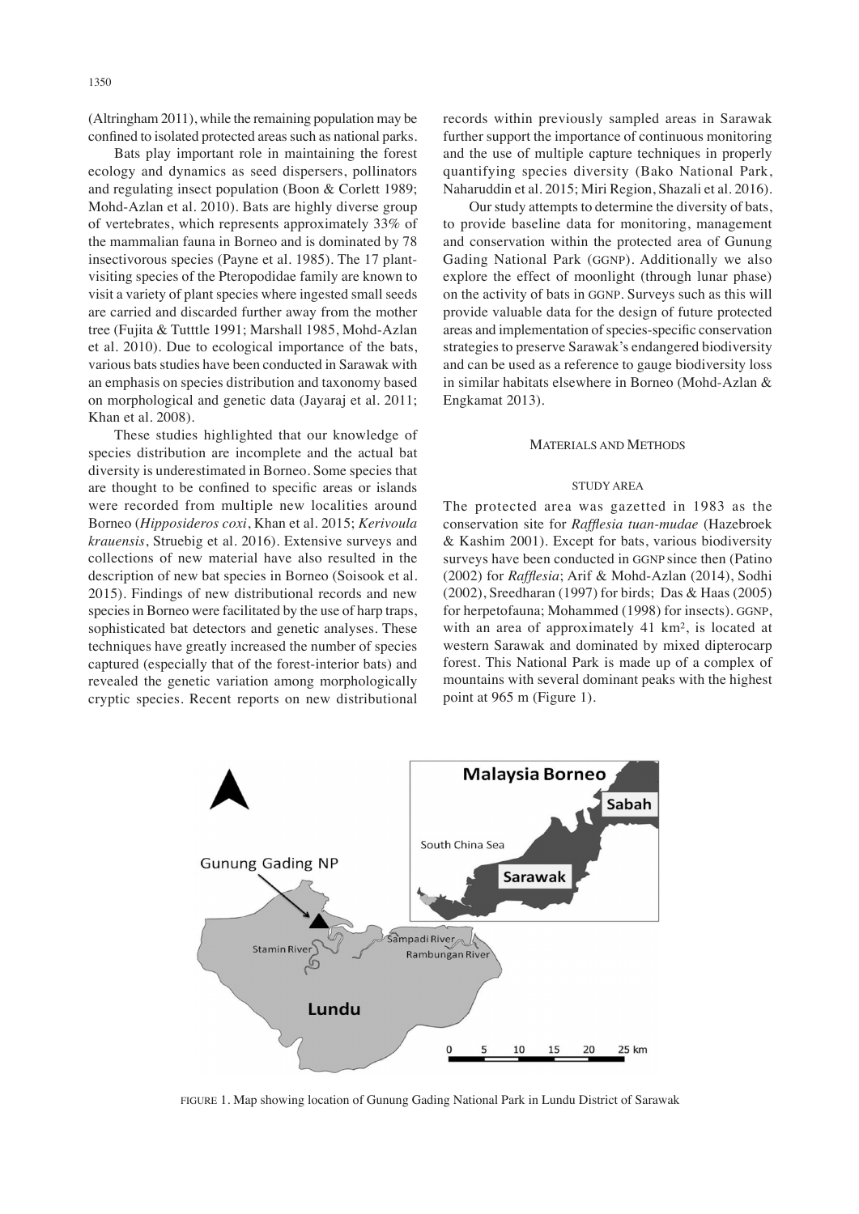(Altringham 2011), while the remaining population may be confined to isolated protected areas such as national parks.

Bats play important role in maintaining the forest ecology and dynamics as seed dispersers, pollinators and regulating insect population (Boon & Corlett 1989; Mohd-Azlan et al. 2010). Bats are highly diverse group of vertebrates, which represents approximately 33% of the mammalian fauna in Borneo and is dominated by 78 insectivorous species (Payne et al. 1985). The 17 plant-visiting species of the Pteropodidae family are known to visit a variety of plant species where ingested small seeds are carried and discarded further away from the mother tree (Fujita & Tutttle 1991; Marshall 1985, Mohd-Azlan et al. 2010). Due to ecological importance of the bats, various bats studies have been conducted in Sarawak with an emphasis on species distribution and taxonomy based on morphological and genetic data (Jayaraj et al. 2011; Khan et al. 2008).

These studies highlighted that our knowledge of species distribution are incomplete and the actual bat diversity is underestimated in Borneo. Some species that are thought to be confined to specific areas or islands were recorded from multiple new localities around Borneo (*Hipposideros coxi*, Khan et al. 2015; *Kerivoula krauensis*, Struebig et al. 2016). Extensive surveys and collections of new material have also resulted in the description of new bat species in Borneo (Soisook et al. 2015). Findings of new distributional records and new species in Borneo were facilitated by the use of harp traps, sophisticated bat detectors and genetic analyses. These techniques have greatly increased the number of species captured (especially that of the forest-interior bats) and revealed the genetic variation among morphologically cryptic species. Recent reports on new distributional records within previously sampled areas in Sarawak further support the importance of continuous monitoring and the use of multiple capture techniques in properly quantifying species diversity (Bako National Park, Naharuddin et al. 2015; Miri Region, Shazali et al. 2016).

Our study attempts to determine the diversity of bats, to provide baseline data for monitoring, management and conservation within the protected area of Gunung Gading National Park (GGNP). Additionally we also explore the effect of moonlight (through lunar phase) on the activity of bats in GGNP. Surveys such as this will provide valuable data for the design of future protected areas and implementation of species-specific conservation strategies to preserve Sarawak's endangered biodiversity and can be used as a reference to gauge biodiversity loss in similar habitats elsewhere in Borneo (Mohd-Azlan & Engkamat 2013).

## MATERIALS AND METHODS

### STUDY AREA

The protected area was gazetted in 1983 as the conservation site for *Rafflesia tuan-mudae* (Hazebroek & Kashim 2001). Except for bats, various biodiversity surveys have been conducted in GGNP since then (Patino (2002) for *Rafflesia*; Arif & Mohd-Azlan (2014), Sodhi (2002), Sreedharan (1997) for birds; Das & Haas (2005) for herpetofauna; Mohammed (1998) for insects). GGNP, with an area of approximately 41 km², is located at western Sarawak and dominated by mixed dipterocarp forest. This National Park is made up of a complex of mountains with several dominant peaks with the highest point at 965 m (Figure 1).

FIGURE 1. Map showing location of Gunung Gading National Park in Lundu District of Sarawak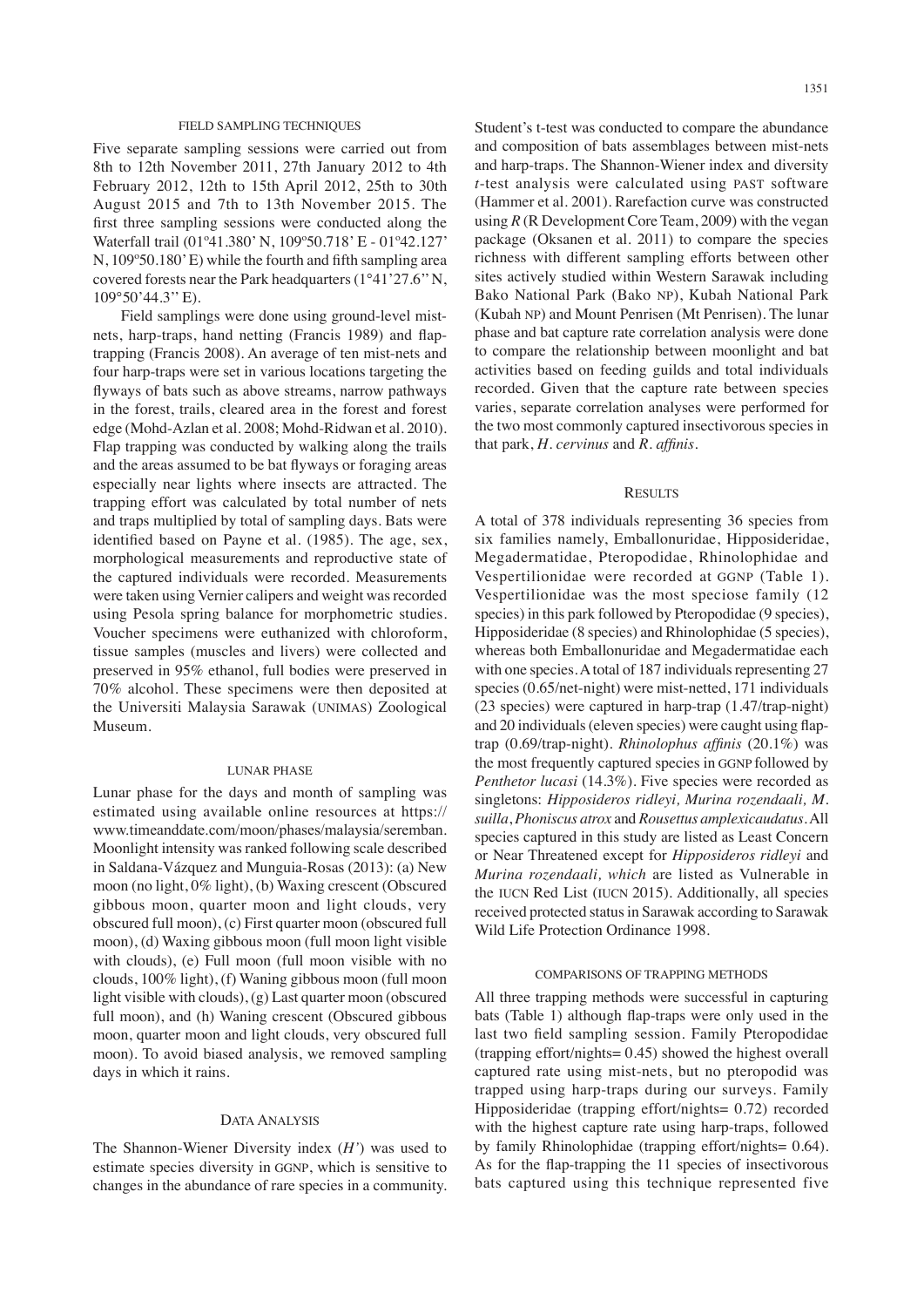### FIELD SAMPLING TECHNIQUES

Five separate sampling sessions were carried out from 8th to 12th November 2011, 27th January 2012 to 4th February 2012, 12th to 15th April 2012, 25th to 30th August 2015 and 7th to 13th November 2015. The first three sampling sessions were conducted along the Waterfall trail (01º41.380' N, 109º50.718' E - 01º42.127' N, 109º50.180' E) while the fourth and fifth sampling area covered forests near the Park headquarters (1°41'27.6'' N, 109°50'44.3'' E).

Field samplings were done using ground-level mist-nets, harp-traps, hand netting (Francis 1989) and flap-trapping (Francis 2008). An average of ten mist-nets and four harp-traps were set in various locations targeting the flyways of bats such as above streams, narrow pathways in the forest, trails, cleared area in the forest and forest edge (Mohd-Azlan et al. 2008; Mohd-Ridwan et al. 2010). Flap trapping was conducted by walking along the trails and the areas assumed to be bat flyways or foraging areas especially near lights where insects are attracted. The trapping effort was calculated by total number of nets and traps multiplied by total of sampling days. Bats were identified based on Payne et al. (1985). The age, sex, morphological measurements and reproductive state of the captured individuals were recorded. Measurements were taken using Vernier calipers and weight was recorded using Pesola spring balance for morphometric studies. Voucher specimens were euthanized with chloroform, tissue samples (muscles and livers) were collected and preserved in 95% ethanol, full bodies were preserved in 70% alcohol. These specimens were then deposited at the Universiti Malaysia Sarawak (UNIMAS) Zoological Museum.

### LUNAR PHASE

Lunar phase for the days and month of sampling was estimated using available online resources at https://www.timeanddate.com/moon/phases/malaysia/seremban. Moonlight intensity was ranked following scale described in Saldana-Vázquez and Munguia-Rosas (2013): (a) New moon (no light, 0% light), (b) Waxing crescent (Obscured gibbous moon, quarter moon and light clouds, very obscured full moon), (c) First quarter moon (obscured full moon), (d) Waxing gibbous moon (full moon light visible with clouds), (e) Full moon (full moon visible with no clouds, 100% light), (f) Waning gibbous moon (full moon light visible with clouds), (g) Last quarter moon (obscured full moon), and (h) Waning crescent (Obscured gibbous moon, quarter moon and light clouds, very obscured full moon). To avoid biased analysis, we removed sampling days in which it rains.

### DATA ANALYSIS

The Shannon-Wiener Diversity index (*H'*) was used to estimate species diversity in GGNP, which is sensitive to changes in the abundance of rare species in a community. Student's t-test was conducted to compare the abundance and composition of bats assemblages between mist-nets and harp-traps. The Shannon-Wiener index and diversity *t*-test analysis were calculated using PAST software (Hammer et al. 2001). Rarefaction curve was constructed using *R* (R Development Core Team, 2009) with the vegan package (Oksanen et al. 2011) to compare the species richness with different sampling efforts between other sites actively studied within Western Sarawak including Bako National Park (Bako NP), Kubah National Park (Kubah NP) and Mount Penrisen (Mt Penrisen). The lunar phase and bat capture rate correlation analysis were done to compare the relationship between moonlight and bat activities based on feeding guilds and total individuals recorded. Given that the capture rate between species varies, separate correlation analyses were performed for the two most commonly captured insectivorous species in that park, *H. cervinus* and *R. affinis*.

## RESULTS

A total of 378 individuals representing 36 species from six families namely, Emballonuridae, Hipposideridae, Megadermatidae, Pteropodidae, Rhinolophidae and Vespertilionidae were recorded at GGNP (Table 1). Vespertilionidae was the most speciose family (12 species) in this park followed by Pteropodidae (9 species), Hipposideridae (8 species) and Rhinolophidae (5 species), whereas both Emballonuridae and Megadermatidae each with one species. A total of 187 individuals representing 27 species (0.65/net-night) were mist-netted, 171 individuals (23 species) were captured in harp-trap (1.47/trap-night) and 20 individuals (eleven species) were caught using flap-trap (0.69/trap-night). *Rhinolophus affinis* (20.1%) was the most frequently captured species in GGNP followed by *Penthetor lucasi* (14.3%). Five species were recorded as singletons: *Hipposideros ridleyi, Murina rozendaali, M. suilla*, *Phoniscus atrox* and *Rousettus amplexicaudatus*. All species captured in this study are listed as Least Concern or Near Threatened except for *Hipposideros ridleyi* and *Murina rozendaali, which* are listed as Vulnerable in the IUCN Red List (IUCN 2015). Additionally, all species received protected status in Sarawak according to Sarawak Wild Life Protection Ordinance 1998.

### COMPARISONS OF TRAPPING METHODS

All three trapping methods were successful in capturing bats (Table 1) although flap-traps were only used in the last two field sampling session. Family Pteropodidae (trapping effort/nights= 0.45) showed the highest overall captured rate using mist-nets, but no pteropodid was trapped using harp-traps during our surveys. Family Hipposideridae (trapping effort/nights= 0.72) recorded with the highest capture rate using harp-traps, followed by family Rhinolophidae (trapping effort/nights= 0.64). As for the flap-trapping the 11 species of insectivorous bats captured using this technique represented five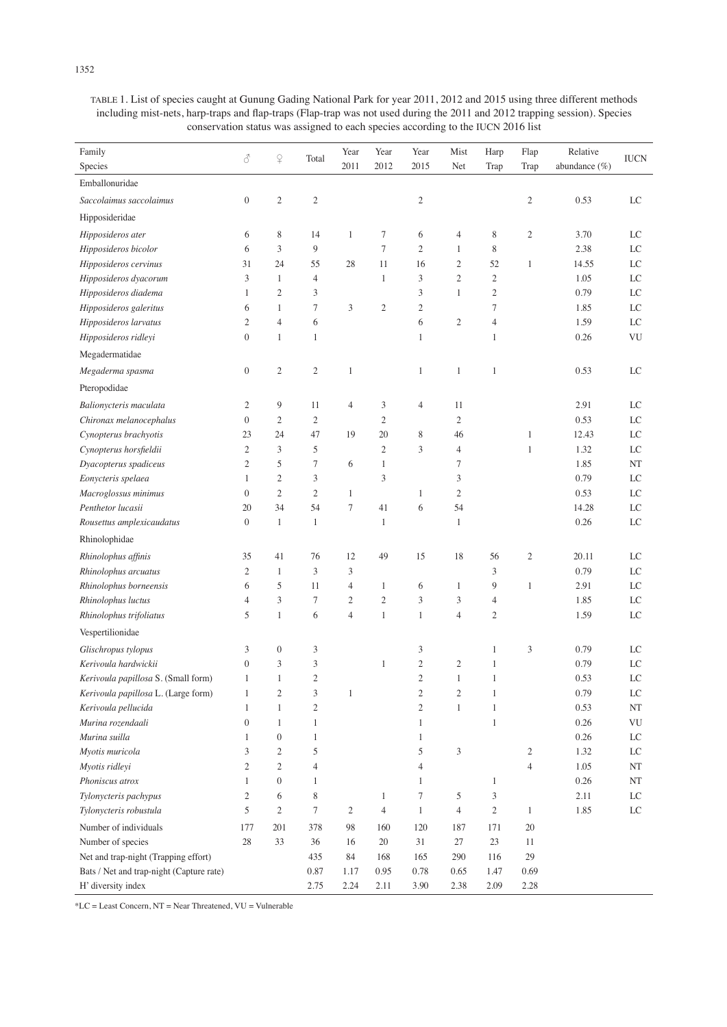TABLE 1. List of species caught at Gunung Gading National Park for year 2011, 2012 and 2015 using three different methods including mist-nets, harp-traps and flap-traps (Flap-trap was not used during the 2011 and 2012 trapping session). Species conservation status was assigned to each species according to the IUCN 2016 list

| Family<br>Species | ♂ | ♀ | Total | Year 2011 | Year 2012 | Year 2015 | Mist Net | Harp Trap | Flap Trap | Relative abundance (%) | IUCN |
|---|---|---|---|---|---|---|---|---|---|---|---|
| Emballonuridae | | | | | | | | | | | |
| *Saccolaimus saccolaimus* | 0 | 2 | 2 | | | 2 | | | 2 | 0.53 | LC |
| Hipposideridae | | | | | | | | | | | |
| *Hipposideros ater* | 6 | 8 | 14 | 1 | 7 | 6 | 4 | 8 | 2 | 3.70 | LC |
| *Hipposideros bicolor* | 6 | 3 | 9 | | 7 | 2 | 1 | 8 | | 2.38 | LC |
| *Hipposideros cervinus* | 31 | 24 | 55 | 28 | 11 | 16 | 2 | 52 | 1 | 14.55 | LC |
| *Hipposideros dyacorum* | 3 | 1 | 4 | | 1 | 3 | 2 | 2 | | 1.05 | LC |
| *Hipposideros diadema* | 1 | 2 | 3 | | | 3 | 1 | 2 | | 0.79 | LC |
| *Hipposideros galeritus* | 6 | 1 | 7 | 3 | 2 | 2 | | 7 | | 1.85 | LC |
| *Hipposideros larvatus* | 2 | 4 | 6 | | | 6 | 2 | 4 | | 1.59 | LC |
| *Hipposideros ridleyi* | 0 | 1 | 1 | | | 1 | | 1 | | 0.26 | VU |
| Megadermatidae | | | | | | | | | | | |
| *Megaderma spasma* | 0 | 2 | 2 | 1 | | 1 | 1 | 1 | | 0.53 | LC |
| Pteropodidae | | | | | | | | | | | |
| *Balionycteris maculata* | 2 | 9 | 11 | 4 | 3 | 4 | 11 | | | 2.91 | LC |
| *Chironax melanocephalus* | 0 | 2 | 2 | | 2 | | 2 | | | 0.53 | LC |
| *Cynopterus brachyotis* | 23 | 24 | 47 | 19 | 20 | 8 | 46 | | 1 | 12.43 | LC |
| *Cynopterus horsfieldii* | 2 | 3 | 5 | | 2 | 3 | 4 | | 1 | 1.32 | LC |
| *Dyacopterus spadiceus* | 2 | 5 | 7 | 6 | 1 | | 7 | | | 1.85 | NT |
| *Eonycteris spelaea* | 1 | 2 | 3 | | 3 | | 3 | | | 0.79 | LC |
| *Macroglossus minimus* | 0 | 2 | 2 | 1 | | 1 | 2 | | | 0.53 | LC |
| *Penthetor lucasii* | 20 | 34 | 54 | 7 | 41 | 6 | 54 | | | 14.28 | LC |
| *Rousettus amplexicaudatus* | 0 | 1 | 1 | | 1 | | 1 | | | 0.26 | LC |
| Rhinolophidae | | | | | | | | | | | |
| *Rhinolophus affinis* | 35 | 41 | 76 | 12 | 49 | 15 | 18 | 56 | 2 | 20.11 | LC |
| *Rhinolophus arcuatus* | 2 | 1 | 3 | 3 | | | | 3 | | 0.79 | LC |
| *Rhinolophus borneensis* | 6 | 5 | 11 | 4 | 1 | 6 | 1 | 9 | 1 | 2.91 | LC |
| *Rhinolophus luctus* | 4 | 3 | 7 | 2 | 2 | 3 | 3 | 4 | | 1.85 | LC |
| *Rhinolophus trifoliatus* | 5 | 1 | 6 | 4 | 1 | 1 | 4 | 2 | | 1.59 | LC |
| Vespertilionidae | | | | | | | | | | | |
| *Glischropus tylopus* | 3 | 0 | 3 | | | 3 | | 1 | 3 | 0.79 | LC |
| *Kerivoula hardwickii* | 0 | 3 | 3 | | 1 | 2 | 2 | 1 | | 0.79 | LC |
| *Kerivoula papillosa* S. (Small form) | 1 | 1 | 2 | | | 2 | 1 | 1 | | 0.53 | LC |
| *Kerivoula papillosa* L. (Large form) | 1 | 2 | 3 | 1 | | 2 | 2 | 1 | | 0.79 | LC |
| *Kerivoula pellucida* | 1 | 1 | 2 | | | 2 | 1 | 1 | | 0.53 | NT |
| *Murina rozendaali* | 0 | 1 | 1 | | | 1 | | 1 | | 0.26 | VU |
| *Murina suilla* | 1 | 0 | 1 | | | 1 | | | | 0.26 | LC |
| *Myotis muricola* | 3 | 2 | 5 | | | 5 | 3 | | 2 | 1.32 | LC |
| *Myotis ridleyi* | 2 | 2 | 4 | | | 4 | | | 4 | 1.05 | NT |
| *Phoniscus atrox* | 1 | 0 | 1 | | | 1 | | 1 | | 0.26 | NT |
| *Tylonycteris pachypus* | 2 | 6 | 8 | | 1 | 7 | 5 | 3 | | 2.11 | LC |
| *Tylonycteris robustula* | 5 | 2 | 7 | 2 | 4 | 1 | 4 | 2 | 1 | 1.85 | LC |
| Number of individuals | 177 | 201 | 378 | 98 | 160 | 120 | 187 | 171 | 20 | | |
| Number of species | 28 | 33 | 36 | 16 | 20 | 31 | 27 | 23 | 11 | | |
| Net and trap-night (Trapping effort) | | | 435 | 84 | 168 | 165 | 290 | 116 | 29 | | |
| Bats / Net and trap-night (Capture rate) | | | 0.87 | 1.17 | 0.95 | 0.78 | 0.65 | 1.47 | 0.69 | | |
| H' diversity index | | | 2.75 | 2.24 | 2.11 | 3.90 | 2.38 | 2.09 | 2.28 | | |

*LC = Least Concern, NT = Near Threatened, VU = Vulnerable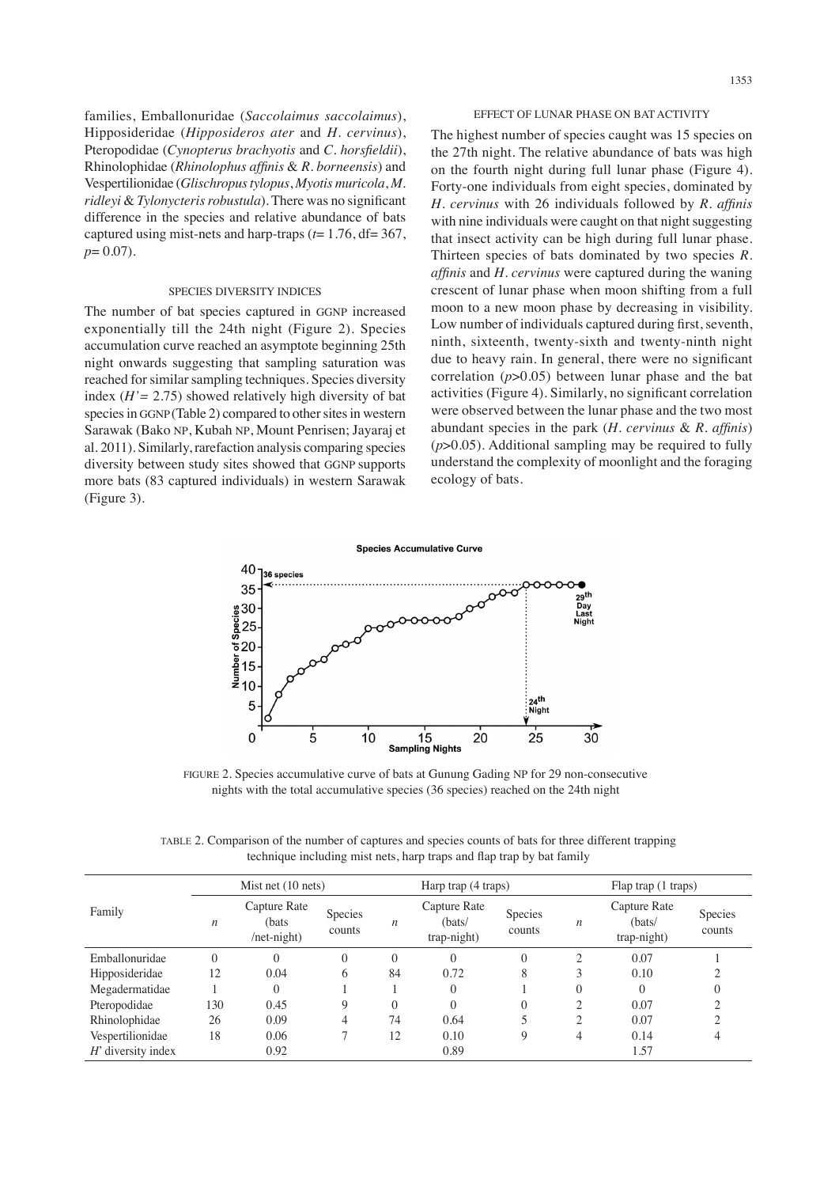families, Emballonuridae (*Saccolaimus saccolaimus*), Hipposideridae (*Hipposideros ater* and *H. cervinus*), Pteropodidae (*Cynopterus brachyotis* and *C. horsfieldii*), Rhinolophidae (*Rhinolophus affinis* & *R. borneensis*) and Vespertilionidae (*Glischropus tylopus*, *Myotis muricola*, *M. ridleyi* & *Tylonycteris robustula*). There was no significant difference in the species and relative abundance of bats captured using mist-nets and harp-traps ($t$= 1.76, df= 367, $p$= 0.07).

## SPECIES DIVERSITY INDICES

The number of bat species captured in GGNP increased exponentially till the 24th night (Figure 2). Species accumulation curve reached an asymptote beginning 25th night onwards suggesting that sampling saturation was reached for similar sampling techniques. Species diversity index ($H'$= 2.75) showed relatively high diversity of bat species in GGNP (Table 2) compared to other sites in western Sarawak (Bako NP, Kubah NP, Mount Penrisen; Jayaraj et al. 2011). Similarly, rarefaction analysis comparing species diversity between study sites showed that GGNP supports more bats (83 captured individuals) in western Sarawak (Figure 3).

## EFFECT OF LUNAR PHASE ON BAT ACTIVITY

The highest number of species caught was 15 species on the 27th night. The relative abundance of bats was high on the fourth night during full lunar phase (Figure 4). Forty-one individuals from eight species, dominated by *H. cervinus* with 26 individuals followed by *R. affinis* with nine individuals were caught on that night suggesting that insect activity can be high during full lunar phase. Thirteen species of bats dominated by two species *R. affinis* and *H. cervinus* were captured during the waning crescent of lunar phase when moon shifting from a full moon to a new moon phase by decreasing in visibility. Low number of individuals captured during first, seventh, ninth, sixteenth, twenty-sixth and twenty-ninth night due to heavy rain. In general, there were no significant correlation ($p$>0.05) between lunar phase and the bat activities (Figure 4). Similarly, no significant correlation were observed between the lunar phase and the two most abundant species in the park (*H. cervinus* & *R. affinis*) ($p$>0.05). Additional sampling may be required to fully understand the complexity of moonlight and the foraging ecology of bats.

FIGURE 2. Species accumulative curve of bats at Gunung Gading NP for 29 non-consecutive nights with the total accumulative species (36 species) reached on the 24th night

TABLE 2. Comparison of the number of captures and species counts of bats for three different trapping technique including mist nets, harp traps and flap trap by bat family

| Family | Mist net (10 nets) | | | Harp trap (4 traps) | | | Flap trap (1 traps) | | |
|---|---|---|---|---|---|---|---|---|---|
| | $n$ | Capture Rate (bats /net-night) | Species counts | $n$ | Capture Rate (bats/ trap-night) | Species counts | $n$ | Capture Rate (bats/ trap-night) | Species counts |
| Emballonuridae | 0 | 0 | 0 | 0 | 0 | 0 | 2 | 0.07 | 1 |
| Hipposideridae | 12 | 0.04 | 6 | 84 | 0.72 | 8 | 3 | 0.10 | 2 |
| Megadermatidae | 1 | 0 | 1 | 1 | 0 | 1 | 0 | 0 | 0 |
| Pteropodidae | 130 | 0.45 | 9 | 0 | 0 | 0 | 2 | 0.07 | 2 |
| Rhinolophidae | 26 | 0.09 | 4 | 74 | 0.64 | 5 | 2 | 0.07 | 2 |
| Vespertilionidae | 18 | 0.06 | 7 | 12 | 0.10 | 9 | 4 | 0.14 | 4 |
| $H'$ diversity index | | 0.92 | | | 0.89 | | | 1.57 | |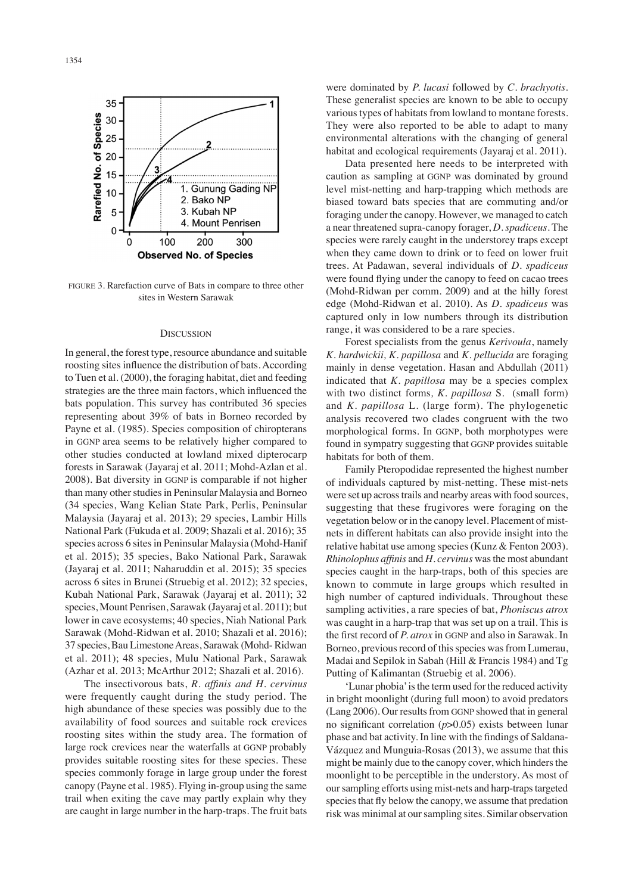FIGURE 3. Rarefaction curve of Bats in compare to three other sites in Western Sarawak

## DISCUSSION

In general, the forest type, resource abundance and suitable roosting sites influence the distribution of bats. According to Tuen et al. (2000), the foraging habitat, diet and feeding strategies are the three main factors, which influenced the bats population. This survey has contributed 36 species representing about 39% of bats in Borneo recorded by Payne et al. (1985). Species composition of chiropterans in GGNP area seems to be relatively higher compared to other studies conducted at lowland mixed dipterocarp forests in Sarawak (Jayaraj et al. 2011; Mohd-Azlan et al. 2008). Bat diversity in GGNP is comparable if not higher than many other studies in Peninsular Malaysia and Borneo (34 species, Wang Kelian State Park, Perlis, Peninsular Malaysia (Jayaraj et al. 2013); 29 species, Lambir Hills National Park (Fukuda et al. 2009; Shazali et al. 2016); 35 species across 6 sites in Peninsular Malaysia (Mohd-Hanif et al. 2015); 35 species, Bako National Park, Sarawak (Jayaraj et al. 2011; Naharuddin et al. 2015); 35 species across 6 sites in Brunei (Struebig et al. 2012); 32 species, Kubah National Park, Sarawak (Jayaraj et al. 2011); 32 species, Mount Penrisen, Sarawak (Jayaraj et al. 2011); but lower in cave ecosystems; 40 species, Niah National Park Sarawak (Mohd-Ridwan et al. 2010; Shazali et al. 2016); 37 species, Bau Limestone Areas, Sarawak (Mohd- Ridwan et al. 2011); 48 species, Mulu National Park, Sarawak (Azhar et al. 2013; McArthur 2012; Shazali et al. 2016).

The insectivorous bats, *R. affinis and H. cervinus* were frequently caught during the study period. The high abundance of these species was possibly due to the availability of food sources and suitable rock crevices roosting sites within the study area. The formation of large rock crevices near the waterfalls at GGNP probably provides suitable roosting sites for these species. These species commonly forage in large group under the forest canopy (Payne et al. 1985). Flying in-group using the same trail when exiting the cave may partly explain why they are caught in large number in the harp-traps. The fruit bats were dominated by *P. lucasi* followed by *C. brachyotis*. These generalist species are known to be able to occupy various types of habitats from lowland to montane forests. They were also reported to be able to adapt to many environmental alterations with the changing of general habitat and ecological requirements (Jayaraj et al. 2011).

Data presented here needs to be interpreted with caution as sampling at GGNP was dominated by ground level mist-netting and harp-trapping which methods are biased toward bats species that are commuting and/or foraging under the canopy. However, we managed to catch a near threatened supra-canopy forager, *D. spadiceus*. The species were rarely caught in the understorey traps except when they came down to drink or to feed on lower fruit trees. At Padawan, several individuals of *D. spadiceus* were found flying under the canopy to feed on cacao trees (Mohd-Ridwan per comm. 2009) and at the hilly forest edge (Mohd-Ridwan et al. 2010). As *D. spadiceus* was captured only in low numbers through its distribution range, it was considered to be a rare species.

Forest specialists from the genus *Kerivoula*, namely *K. hardwickii, K. papillosa* and *K. pellucida* are foraging mainly in dense vegetation. Hasan and Abdullah (2011) indicated that *K. papillosa* may be a species complex with two distinct forms*, K. papillosa* S. (small form) and *K. papillosa* L. (large form). The phylogenetic analysis recovered two clades congruent with the two morphological forms. In GGNP, both morphotypes were found in sympatry suggesting that GGNP provides suitable habitats for both of them.

Family Pteropodidae represented the highest number of individuals captured by mist-netting. These mist-nets were set up across trails and nearby areas with food sources, suggesting that these frugivores were foraging on the vegetation below or in the canopy level. Placement of mist-nets in different habitats can also provide insight into the relative habitat use among species (Kunz & Fenton 2003). *Rhinolophus affinis* and *H. cervinus* was the most abundant species caught in the harp-traps, both of this species are known to commute in large groups which resulted in high number of captured individuals. Throughout these sampling activities, a rare species of bat, *Phoniscus atrox* was caught in a harp-trap that was set up on a trail. This is the first record of *P. atrox* in GGNP and also in Sarawak. In Borneo, previous record of this species was from Lumerau, Madai and Sepilok in Sabah (Hill & Francis 1984) and Tg Putting of Kalimantan (Struebig et al. 2006).

'Lunar phobia' is the term used for the reduced activity in bright moonlight (during full moon) to avoid predators (Lang 2006). Our results from GGNP showed that in general no significant correlation ($p$>0.05) exists between lunar phase and bat activity. In line with the findings of Saldana-Vázquez and Munguia-Rosas (2013), we assume that this might be mainly due to the canopy cover, which hinders the moonlight to be perceptible in the understory. As most of our sampling efforts using mist-nets and harp-traps targeted species that fly below the canopy, we assume that predation risk was minimal at our sampling sites. Similar observation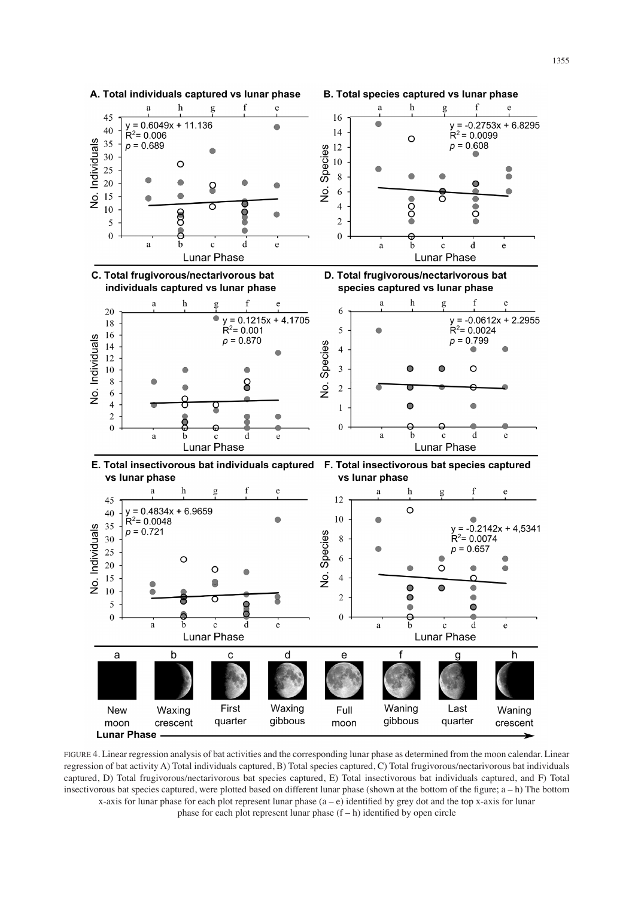FIGURE 4. Linear regression analysis of bat activities and the corresponding lunar phase as determined from the moon calendar. Linear regression of bat activity A) Total individuals captured, B) Total species captured, C) Total frugivorous/nectarivorous bat individuals captured, D) Total frugivorous/nectarivorous bat species captured, E) Total insectivorous bat individuals captured, and F) Total insectivorous bat species captured, were plotted based on different lunar phase (shown at the bottom of the figure; a – h) The bottom x-axis for lunar phase for each plot represent lunar phase (a – e) identified by grey dot and the top x-axis for lunar phase for each plot represent lunar phase (f – h) identified by open circle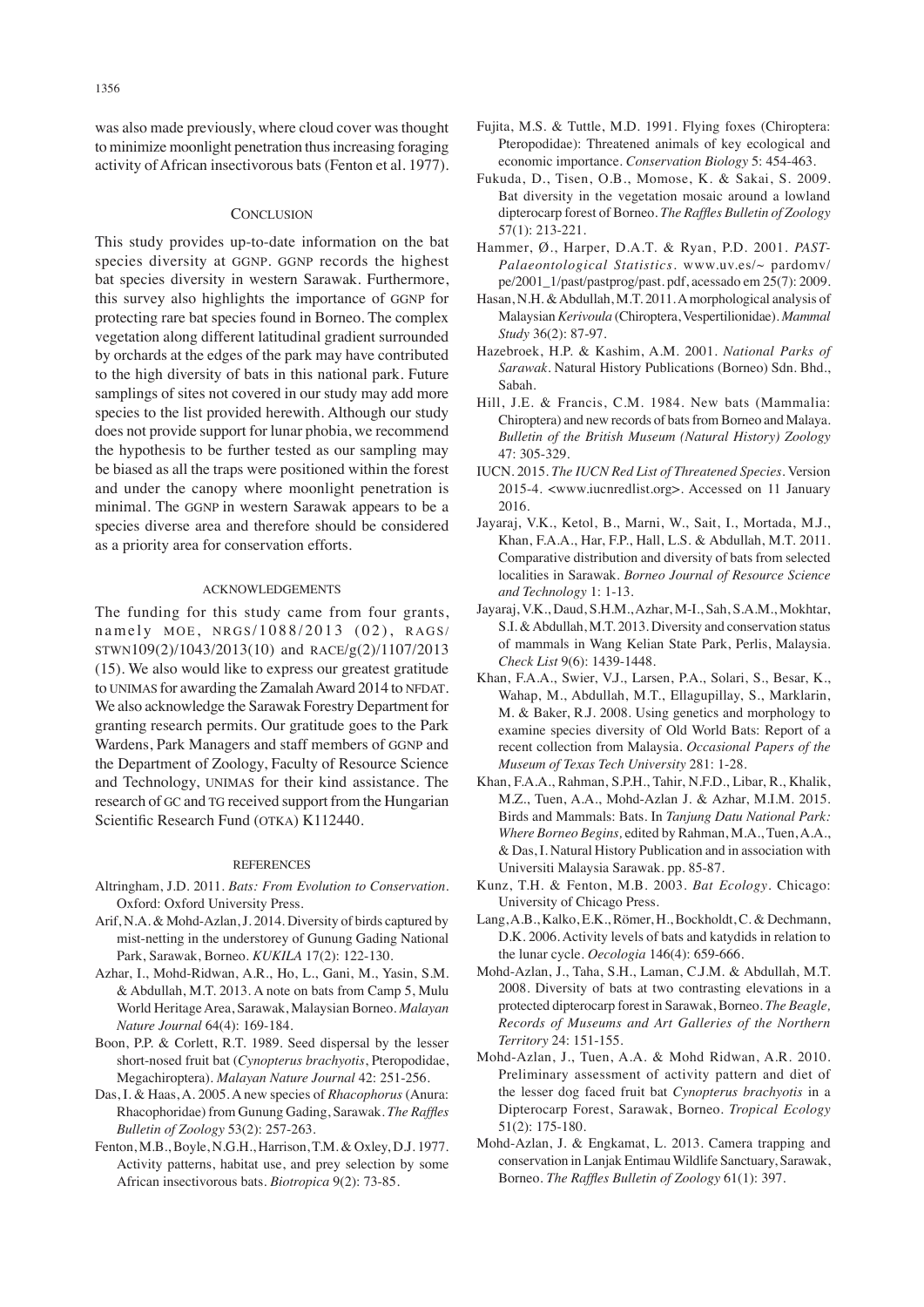was also made previously, where cloud cover was thought to minimize moonlight penetration thus increasing foraging activity of African insectivorous bats (Fenton et al. 1977).

## Conclusion

This study provides up-to-date information on the bat species diversity at GGNP. GGNP records the highest bat species diversity in western Sarawak. Furthermore, this survey also highlights the importance of GGNP for protecting rare bat species found in Borneo. The complex vegetation along different latitudinal gradient surrounded by orchards at the edges of the park may have contributed to the high diversity of bats in this national park. Future samplings of sites not covered in our study may add more species to the list provided herewith. Although our study does not provide support for lunar phobia, we recommend the hypothesis to be further tested as our sampling may be biased as all the traps were positioned within the forest and under the canopy where moonlight penetration is minimal. The GGNP in western Sarawak appears to be a species diverse area and therefore should be considered as a priority area for conservation efforts.

## Acknowledgements

The funding for this study came from four grants, namely MOE, NRGS/1088/2013 (02), RAGS/STWN109(2)/1043/2013(10) and RACE/g(2)/1107/2013 (15). We also would like to express our greatest gratitude to UNIMAS for awarding the Zamalah Award 2014 to NFDAT. We also acknowledge the Sarawak Forestry Department for granting research permits. Our gratitude goes to the Park Wardens, Park Managers and staff members of GGNP and the Department of Zoology, Faculty of Resource Science and Technology, UNIMAS for their kind assistance. The research of GC and TG received support from the Hungarian Scientific Research Fund (OTKA) K112440.

## References

Altringham, J.D. 2011. *Bats: From Evolution to Conservation*. Oxford: Oxford University Press.

Arif, N.A. & Mohd-Azlan, J. 2014. Diversity of birds captured by mist-netting in the understorey of Gunung Gading National Park, Sarawak, Borneo. *KUKILA* 17(2): 122-130.

Azhar, I., Mohd-Ridwan, A.R., Ho, L., Gani, M., Yasin, S.M. & Abdullah, M.T. 2013. A note on bats from Camp 5, Mulu World Heritage Area, Sarawak, Malaysian Borneo. *Malayan Nature Journal* 64(4): 169-184.

Boon, P.P. & Corlett, R.T. 1989. Seed dispersal by the lesser short-nosed fruit bat (*Cynopterus brachyotis*, Pteropodidae, Megachiroptera). *Malayan Nature Journal* 42: 251-256.

Das, I. & Haas, A. 2005. A new species of *Rhacophorus* (Anura: Rhacophoridae) from Gunung Gading, Sarawak. *The Raffles Bulletin of Zoology* 53(2): 257-263.

Fenton, M.B., Boyle, N.G.H., Harrison, T.M. & Oxley, D.J. 1977. Activity patterns, habitat use, and prey selection by some African insectivorous bats. *Biotropica* 9(2): 73-85.

Fujita, M.S. & Tuttle, M.D. 1991. Flying foxes (Chiroptera: Pteropodidae): Threatened animals of key ecological and economic importance. *Conservation Biology* 5: 454-463.

Fukuda, D., Tisen, O.B., Momose, K. & Sakai, S. 2009. Bat diversity in the vegetation mosaic around a lowland dipterocarp forest of Borneo. *The Raffles Bulletin of Zoology* 57(1): 213-221.

Hammer, Ø., Harper, D.A.T. & Ryan, P.D. 2001. *PAST-Palaeontological Statistics*. www.uv.es/~ pardomv/pe/2001_1/past/pastprog/past. pdf, acessado em 25(7): 2009.

Hasan, N.H. & Abdullah, M.T. 2011. A morphological analysis of Malaysian *Kerivoula* (Chiroptera, Vespertilionidae). *Mammal Study* 36(2): 87-97.

Hazebroek, H.P. & Kashim, A.M. 2001. *National Parks of Sarawak*. Natural History Publications (Borneo) Sdn. Bhd., Sabah.

Hill, J.E. & Francis, C.M. 1984. New bats (Mammalia: Chiroptera) and new records of bats from Borneo and Malaya. *Bulletin of the British Museum (Natural History) Zoology* 47: 305-329.

IUCN. 2015. *The IUCN Red List of Threatened Species*. Version 2015-4. <www.iucnredlist.org>. Accessed on 11 January 2016.

Jayaraj, V.K., Ketol, B., Marni, W., Sait, I., Mortada, M.J., Khan, F.A.A., Har, F.P., Hall, L.S. & Abdullah, M.T. 2011. Comparative distribution and diversity of bats from selected localities in Sarawak. *Borneo Journal of Resource Science and Technology* 1: 1-13.

Jayaraj, V.K., Daud, S.H.M., Azhar, M-I., Sah, S.A.M., Mokhtar, S.I. & Abdullah, M.T. 2013. Diversity and conservation status of mammals in Wang Kelian State Park, Perlis, Malaysia. *Check List* 9(6): 1439-1448.

Khan, F.A.A., Swier, V.J., Larsen, P.A., Solari, S., Besar, K., Wahap, M., Abdullah, M.T., Ellagupillay, S., Marklarin, M. & Baker, R.J. 2008. Using genetics and morphology to examine species diversity of Old World Bats: Report of a recent collection from Malaysia. *Occasional Papers of the Museum of Texas Tech University* 281: 1-28.

Khan, F.A.A., Rahman, S.P.H., Tahir, N.F.D., Libar, R., Khalik, M.Z., Tuen, A.A., Mohd-Azlan J. & Azhar, M.I.M. 2015. Birds and Mammals: Bats. In *Tanjung Datu National Park: Where Borneo Begins,* edited by Rahman, M.A., Tuen, A.A., & Das, I. Natural History Publication and in association with Universiti Malaysia Sarawak. pp. 85-87.

Kunz, T.H. & Fenton, M.B. 2003. *Bat Ecology*. Chicago: University of Chicago Press.

Lang, A.B., Kalko, E.K., Römer, H., Bockholdt, C. & Dechmann, D.K. 2006. Activity levels of bats and katydids in relation to the lunar cycle. *Oecologia* 146(4): 659-666.

Mohd-Azlan, J., Taha, S.H., Laman, C.J.M. & Abdullah, M.T. 2008. Diversity of bats at two contrasting elevations in a protected dipterocarp forest in Sarawak, Borneo. *The Beagle, Records of Museums and Art Galleries of the Northern Territory* 24: 151-155.

Mohd-Azlan, J., Tuen, A.A. & Mohd Ridwan, A.R. 2010. Preliminary assessment of activity pattern and diet of the lesser dog faced fruit bat *Cynopterus brachyotis* in a Dipterocarp Forest, Sarawak, Borneo. *Tropical Ecology* 51(2): 175-180.

Mohd-Azlan, J. & Engkamat, L. 2013. Camera trapping and conservation in Lanjak Entimau Wildlife Sanctuary, Sarawak, Borneo. *The Raffles Bulletin of Zoology* 61(1): 397.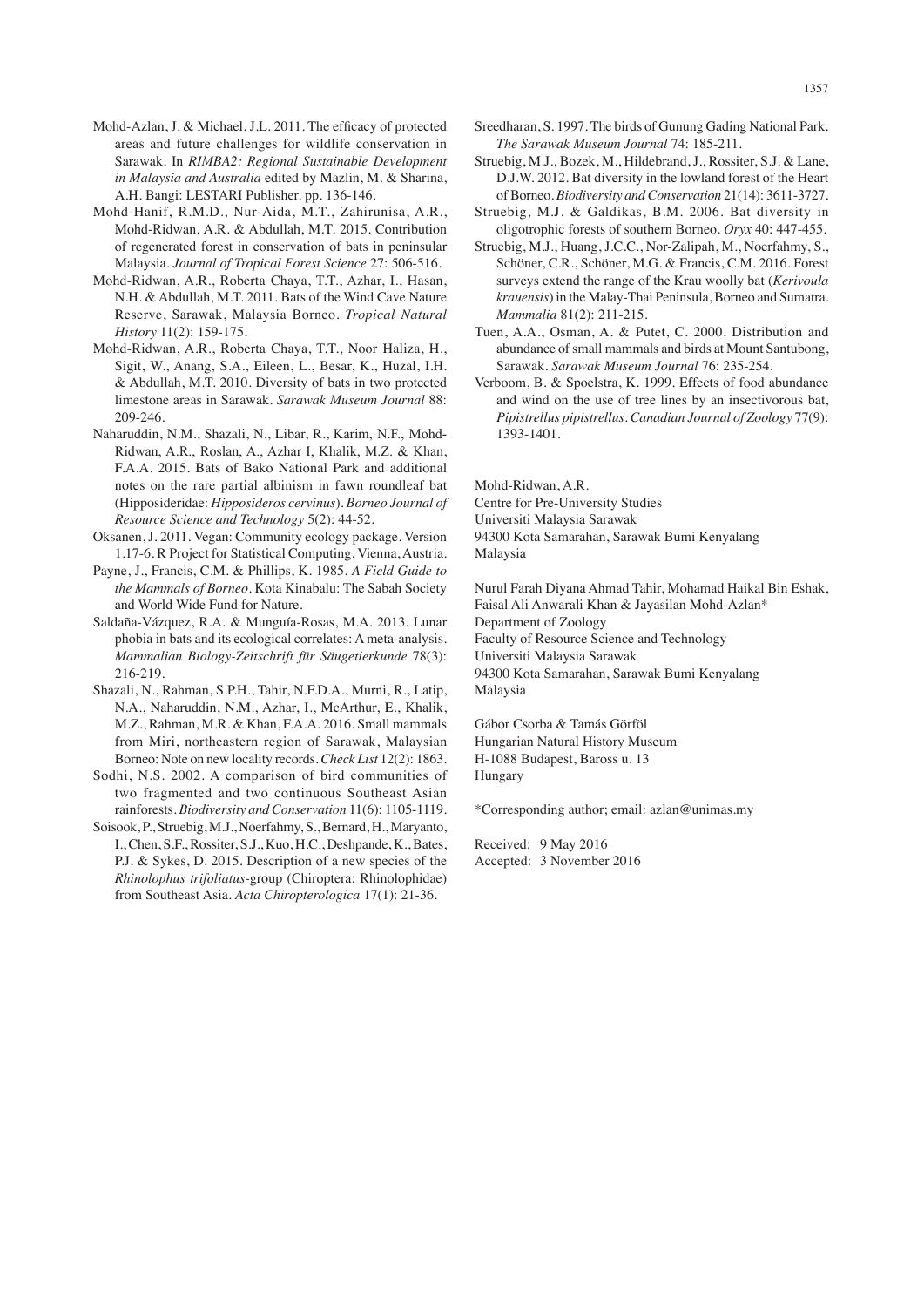Mohd-Azlan, J. & Michael, J.L. 2011. The efficacy of protected areas and future challenges for wildlife conservation in Sarawak. In *RIMBA2: Regional Sustainable Development in Malaysia and Australia* edited by Mazlin, M. & Sharina, A.H. Bangi: LESTARI Publisher. pp. 136-146.

Mohd-Hanif, R.M.D., Nur-Aida, M.T., Zahirunisa, A.R., Mohd-Ridwan, A.R. & Abdullah, M.T. 2015. Contribution of regenerated forest in conservation of bats in peninsular Malaysia. *Journal of Tropical Forest Science* 27: 506-516.

Mohd-Ridwan, A.R., Roberta Chaya, T.T., Azhar, I., Hasan, N.H. & Abdullah, M.T. 2011. Bats of the Wind Cave Nature Reserve, Sarawak, Malaysia Borneo. *Tropical Natural History* 11(2): 159-175.

Mohd-Ridwan, A.R., Roberta Chaya, T.T., Noor Haliza, H., Sigit, W., Anang, S.A., Eileen, L., Besar, K., Huzal, I.H. & Abdullah, M.T. 2010. Diversity of bats in two protected limestone areas in Sarawak. *Sarawak Museum Journal* 88: 209-246.

Naharuddin, N.M., Shazali, N., Libar, R., Karim, N.F., Mohd-Ridwan, A.R., Roslan, A., Azhar I, Khalik, M.Z. & Khan, F.A.A. 2015. Bats of Bako National Park and additional notes on the rare partial albinism in fawn roundleaf bat (Hipposideridae: *Hipposideros cervinus*). *Borneo Journal of Resource Science and Technology* 5(2): 44-52.

Oksanen, J. 2011. Vegan: Community ecology package. Version 1.17-6. R Project for Statistical Computing, Vienna, Austria.

Payne, J., Francis, C.M. & Phillips, K. 1985. *A Field Guide to the Mammals of Borneo*. Kota Kinabalu: The Sabah Society and World Wide Fund for Nature.

Saldaña-Vázquez, R.A. & Munguía-Rosas, M.A. 2013. Lunar phobia in bats and its ecological correlates: A meta-analysis. *Mammalian Biology-Zeitschrift für Säugetierkunde* 78(3): 216-219.

Shazali, N., Rahman, S.P.H., Tahir, N.F.D.A., Murni, R., Latip, N.A., Naharuddin, N.M., Azhar, I., McArthur, E., Khalik, M.Z., Rahman, M.R. & Khan, F.A.A. 2016. Small mammals from Miri, northeastern region of Sarawak, Malaysian Borneo: Note on new locality records. *Check List* 12(2): 1863.

Sodhi, N.S. 2002. A comparison of bird communities of two fragmented and two continuous Southeast Asian rainforests. *Biodiversity and Conservation* 11(6): 1105-1119.

Soisook, P., Struebig, M.J., Noerfahmy, S., Bernard, H., Maryanto, I., Chen, S.F., Rossiter, S.J., Kuo, H.C., Deshpande, K., Bates, P.J. & Sykes, D. 2015. Description of a new species of the *Rhinolophus trifoliatus*-group (Chiroptera: Rhinolophidae) from Southeast Asia. *Acta Chiropterologica* 17(1): 21-36.

Sreedharan, S. 1997. The birds of Gunung Gading National Park. *The Sarawak Museum Journal* 74: 185-211.

Struebig, M.J., Bozek, M., Hildebrand, J., Rossiter, S.J. & Lane, D.J.W. 2012. Bat diversity in the lowland forest of the Heart of Borneo. *Biodiversity and Conservation* 21(14): 3611-3727.

Struebig, M.J. & Galdikas, B.M. 2006. Bat diversity in oligotrophic forests of southern Borneo. *Oryx* 40: 447-455.

Struebig, M.J., Huang, J.C.C., Nor-Zalipah, M., Noerfahmy, S., Schöner, C.R., Schöner, M.G. & Francis, C.M. 2016. Forest surveys extend the range of the Krau woolly bat (*Kerivoula krauensis*) in the Malay-Thai Peninsula, Borneo and Sumatra. *Mammalia* 81(2): 211-215.

Tuen, A.A., Osman, A. & Putet, C. 2000. Distribution and abundance of small mammals and birds at Mount Santubong, Sarawak. *Sarawak Museum Journal* 76: 235-254.

Verboom, B. & Spoelstra, K. 1999. Effects of food abundance and wind on the use of tree lines by an insectivorous bat, *Pipistrellus pipistrellus*. *Canadian Journal of Zoology* 77(9): 1393-1401.

Mohd-Ridwan, A.R.
Centre for Pre-University Studies
Universiti Malaysia Sarawak
94300 Kota Samarahan, Sarawak Bumi Kenyalang
Malaysia

Nurul Farah Diyana Ahmad Tahir, Mohamad Haikal Bin Eshak, Faisal Ali Anwarali Khan & Jayasilan Mohd-Azlan*
Department of Zoology
Faculty of Resource Science and Technology
Universiti Malaysia Sarawak
94300 Kota Samarahan, Sarawak Bumi Kenyalang
Malaysia

Gábor Csorba & Tamás Görföl
Hungarian Natural History Museum
H-1088 Budapest, Baross u. 13
Hungary

*Corresponding author; email: azlan@unimas.my

Received: 9 May 2016
Accepted: 3 November 2016